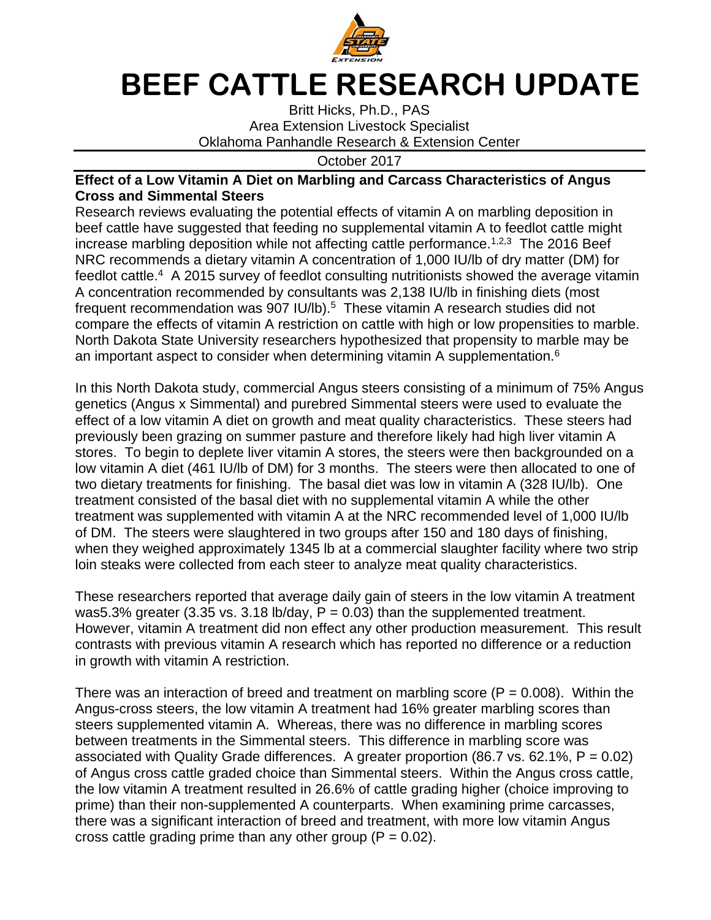# BEEF CATTLE RESEARCH UPDATE

Britt Hicks, Ph.D., PAS
Area Extension Livestock Specialist
Oklahoma Panhandle Research & Extension Center

October 2017

**Effect of a Low Vitamin A Diet on Marbling and Carcass Characteristics of Angus Cross and Simmental Steers**

Research reviews evaluating the potential effects of vitamin A on marbling deposition in beef cattle have suggested that feeding no supplemental vitamin A to feedlot cattle might increase marbling deposition while not affecting cattle performance.[1,2,3] The 2016 Beef NRC recommends a dietary vitamin A concentration of 1,000 IU/lb of dry matter (DM) for feedlot cattle.[4] A 2015 survey of feedlot consulting nutritionists showed the average vitamin A concentration recommended by consultants was 2,138 IU/lb in finishing diets (most frequent recommendation was 907 IU/lb).[5] These vitamin A research studies did not compare the effects of vitamin A restriction on cattle with high or low propensities to marble. North Dakota State University researchers hypothesized that propensity to marble may be an important aspect to consider when determining vitamin A supplementation.[6]

In this North Dakota study, commercial Angus steers consisting of a minimum of 75% Angus genetics (Angus x Simmental) and purebred Simmental steers were used to evaluate the effect of a low vitamin A diet on growth and meat quality characteristics. These steers had previously been grazing on summer pasture and therefore likely had high liver vitamin A stores. To begin to deplete liver vitamin A stores, the steers were then backgrounded on a low vitamin A diet (461 IU/lb of DM) for 3 months. The steers were then allocated to one of two dietary treatments for finishing. The basal diet was low in vitamin A (328 IU/lb). One treatment consisted of the basal diet with no supplemental vitamin A while the other treatment was supplemented with vitamin A at the NRC recommended level of 1,000 IU/lb of DM. The steers were slaughtered in two groups after 150 and 180 days of finishing, when they weighed approximately 1345 lb at a commercial slaughter facility where two strip loin steaks were collected from each steer to analyze meat quality characteristics.

These researchers reported that average daily gain of steers in the low vitamin A treatment was5.3% greater (3.35 vs. 3.18 lb/day, $P = 0.03$) than the supplemented treatment. However, vitamin A treatment did non effect any other production measurement. This result contrasts with previous vitamin A research which has reported no difference or a reduction in growth with vitamin A restriction.

There was an interaction of breed and treatment on marbling score ($P = 0.008$). Within the Angus-cross steers, the low vitamin A treatment had 16% greater marbling scores than steers supplemented vitamin A. Whereas, there was no difference in marbling scores between treatments in the Simmental steers. This difference in marbling score was associated with Quality Grade differences. A greater proportion (86.7 vs. 62.1%, $P = 0.02$) of Angus cross cattle graded choice than Simmental steers. Within the Angus cross cattle, the low vitamin A treatment resulted in 26.6% of cattle grading higher (choice improving to prime) than their non-supplemented A counterparts. When examining prime carcasses, there was a significant interaction of breed and treatment, with more low vitamin Angus cross cattle grading prime than any other group ($P = 0.02$).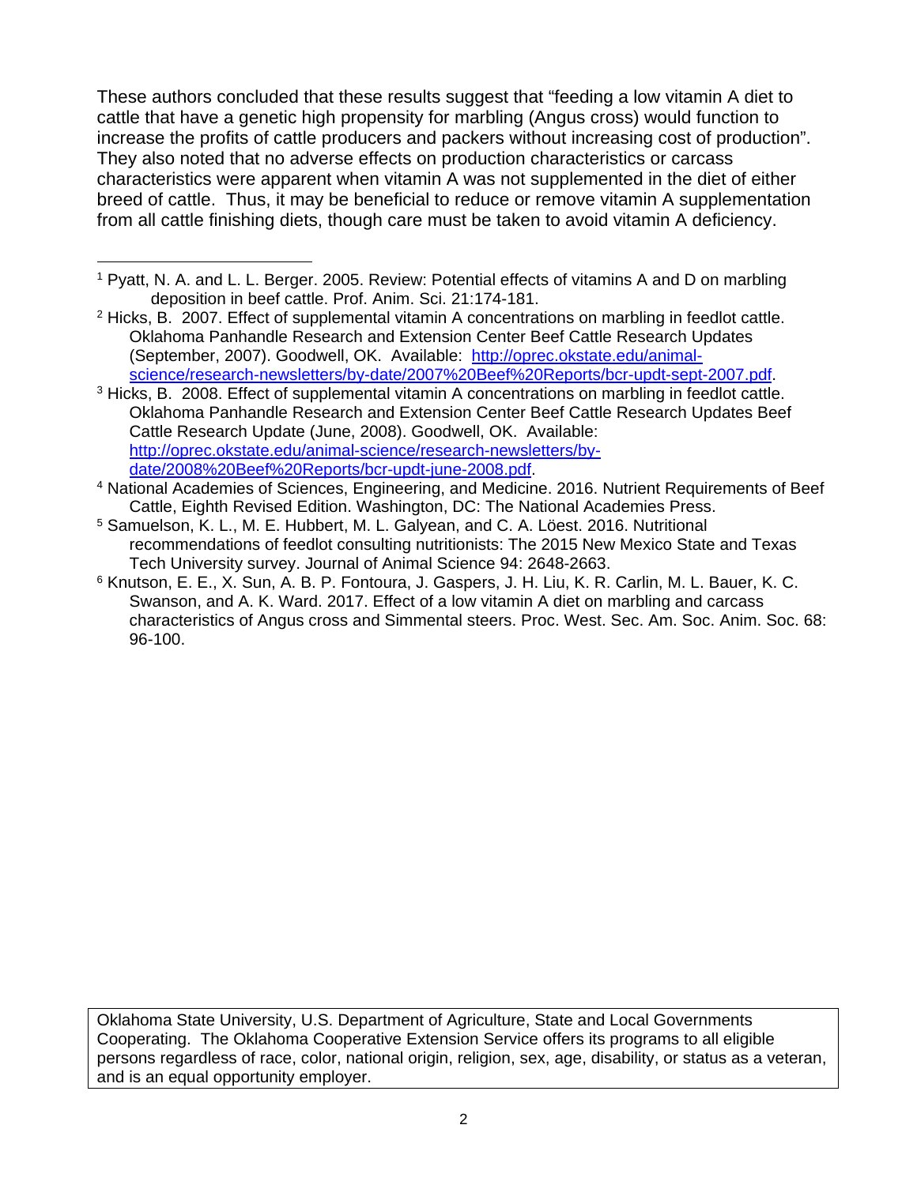These authors concluded that these results suggest that "feeding a low vitamin A diet to cattle that have a genetic high propensity for marbling (Angus cross) would function to increase the profits of cattle producers and packers without increasing cost of production". They also noted that no adverse effects on production characteristics or carcass characteristics were apparent when vitamin A was not supplemented in the diet of either breed of cattle. Thus, it may be beneficial to reduce or remove vitamin A supplementation from all cattle finishing diets, though care must be taken to avoid vitamin A deficiency.

---

[1] Pyatt, N. A. and L. L. Berger. 2005. Review: Potential effects of vitamins A and D on marbling deposition in beef cattle. Prof. Anim. Sci. 21:174-181.

[2] Hicks, B. 2007. Effect of supplemental vitamin A concentrations on marbling in feedlot cattle. Oklahoma Panhandle Research and Extension Center Beef Cattle Research Updates (September, 2007). Goodwell, OK. Available: http://oprec.okstate.edu/animal-science/research-newsletters/by-date/2007%20Beef%20Reports/bcr-updt-sept-2007.pdf.

[3] Hicks, B. 2008. Effect of supplemental vitamin A concentrations on marbling in feedlot cattle. Oklahoma Panhandle Research and Extension Center Beef Cattle Research Updates Beef Cattle Research Update (June, 2008). Goodwell, OK. Available: http://oprec.okstate.edu/animal-science/research-newsletters/by-date/2008%20Beef%20Reports/bcr-updt-june-2008.pdf.

[4] National Academies of Sciences, Engineering, and Medicine. 2016. Nutrient Requirements of Beef Cattle, Eighth Revised Edition. Washington, DC: The National Academies Press.

[5] Samuelson, K. L., M. E. Hubbert, M. L. Galyean, and C. A. Löest. 2016. Nutritional recommendations of feedlot consulting nutritionists: The 2015 New Mexico State and Texas Tech University survey. Journal of Animal Science 94: 2648-2663.

[6] Knutson, E. E., X. Sun, A. B. P. Fontoura, J. Gaspers, J. H. Liu, K. R. Carlin, M. L. Bauer, K. C. Swanson, and A. K. Ward. 2017. Effect of a low vitamin A diet on marbling and carcass characteristics of Angus cross and Simmental steers. Proc. West. Sec. Am. Soc. Anim. Soc. 68: 96-100.

Oklahoma State University, U.S. Department of Agriculture, State and Local Governments Cooperating. The Oklahoma Cooperative Extension Service offers its programs to all eligible persons regardless of race, color, national origin, religion, sex, age, disability, or status as a veteran, and is an equal opportunity employer.